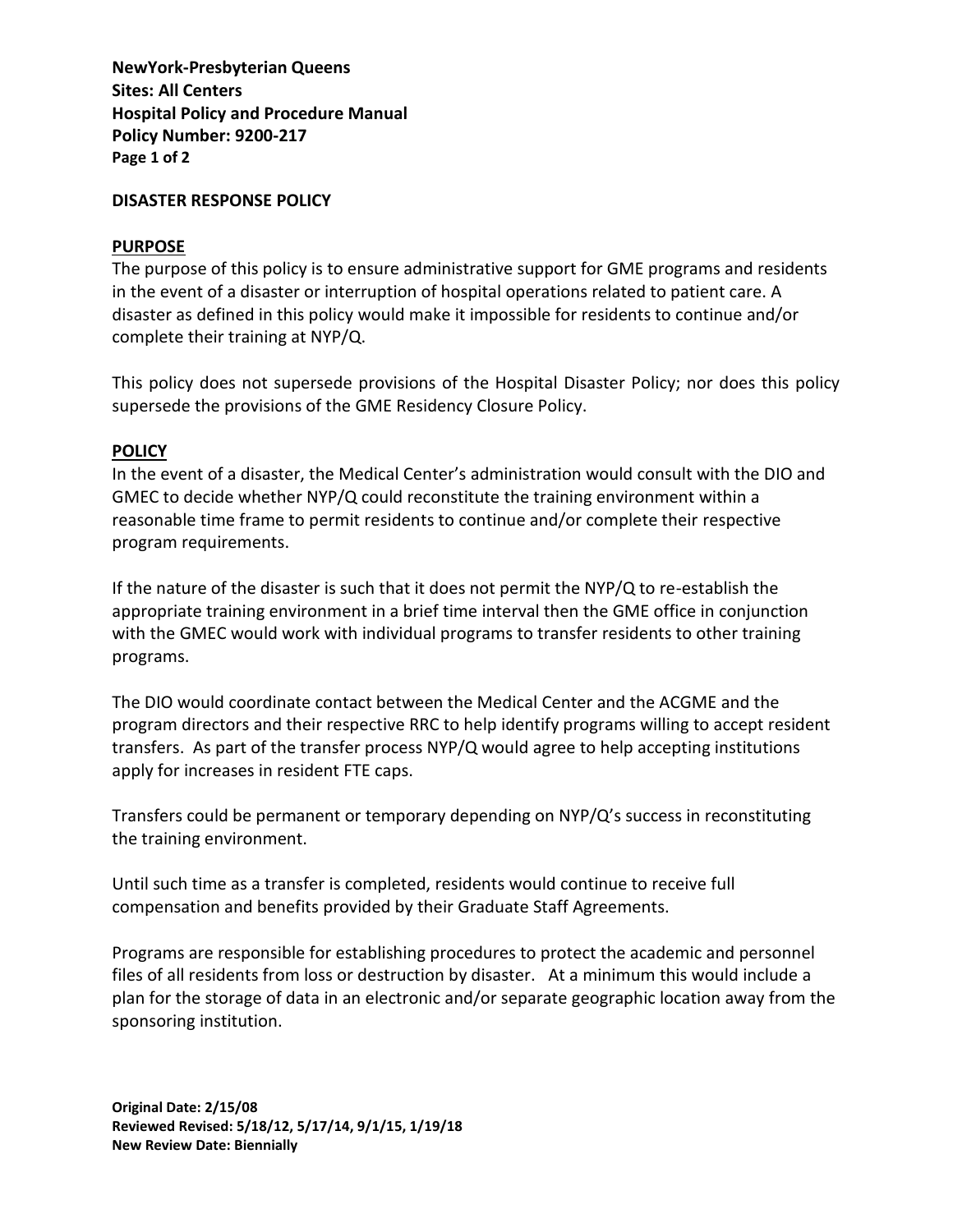**NewYork-Presbyterian Queens**
**Sites: All Centers**
**Hospital Policy and Procedure Manual**
**Policy Number: 9200-217**

# DISASTER RESPONSE POLICY

## PURPOSE

The purpose of this policy is to ensure administrative support for GME programs and residents in the event of a disaster or interruption of hospital operations related to patient care. A disaster as defined in this policy would make it impossible for residents to continue and/or complete their training at NYP/Q.

This policy does not supersede provisions of the Hospital Disaster Policy; nor does this policy supersede the provisions of the GME Residency Closure Policy.

## POLICY

In the event of a disaster, the Medical Center's administration would consult with the DIO and GMEC to decide whether NYP/Q could reconstitute the training environment within a reasonable time frame to permit residents to continue and/or complete their respective program requirements.

If the nature of the disaster is such that it does not permit the NYP/Q to re-establish the appropriate training environment in a brief time interval then the GME office in conjunction with the GMEC would work with individual programs to transfer residents to other training programs.

The DIO would coordinate contact between the Medical Center and the ACGME and the program directors and their respective RRC to help identify programs willing to accept resident transfers. As part of the transfer process NYP/Q would agree to help accepting institutions apply for increases in resident FTE caps.

Transfers could be permanent or temporary depending on NYP/Q's success in reconstituting the training environment.

Until such time as a transfer is completed, residents would continue to receive full compensation and benefits provided by their Graduate Staff Agreements.

Programs are responsible for establishing procedures to protect the academic and personnel files of all residents from loss or destruction by disaster. At a minimum this would include a plan for the storage of data in an electronic and/or separate geographic location away from the sponsoring institution.

**Original Date: 2/15/08**
**Reviewed Revised: 5/18/12, 5/17/14, 9/1/15, 1/19/18**
**New Review Date: Biennially**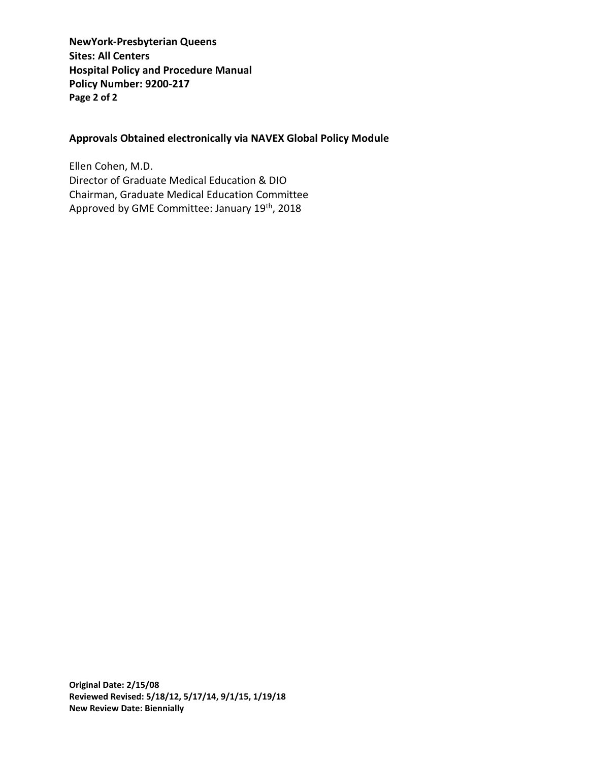**Approvals Obtained electronically via NAVEX Global Policy Module**

Ellen Cohen, M.D.
Director of Graduate Medical Education & DIO
Chairman, Graduate Medical Education Committee
Approved by GME Committee: January 19th, 2018

**Original Date: 2/15/08**
**Reviewed Revised: 5/18/12, 5/17/14, 9/1/15, 1/19/18**
**New Review Date: Biennially**